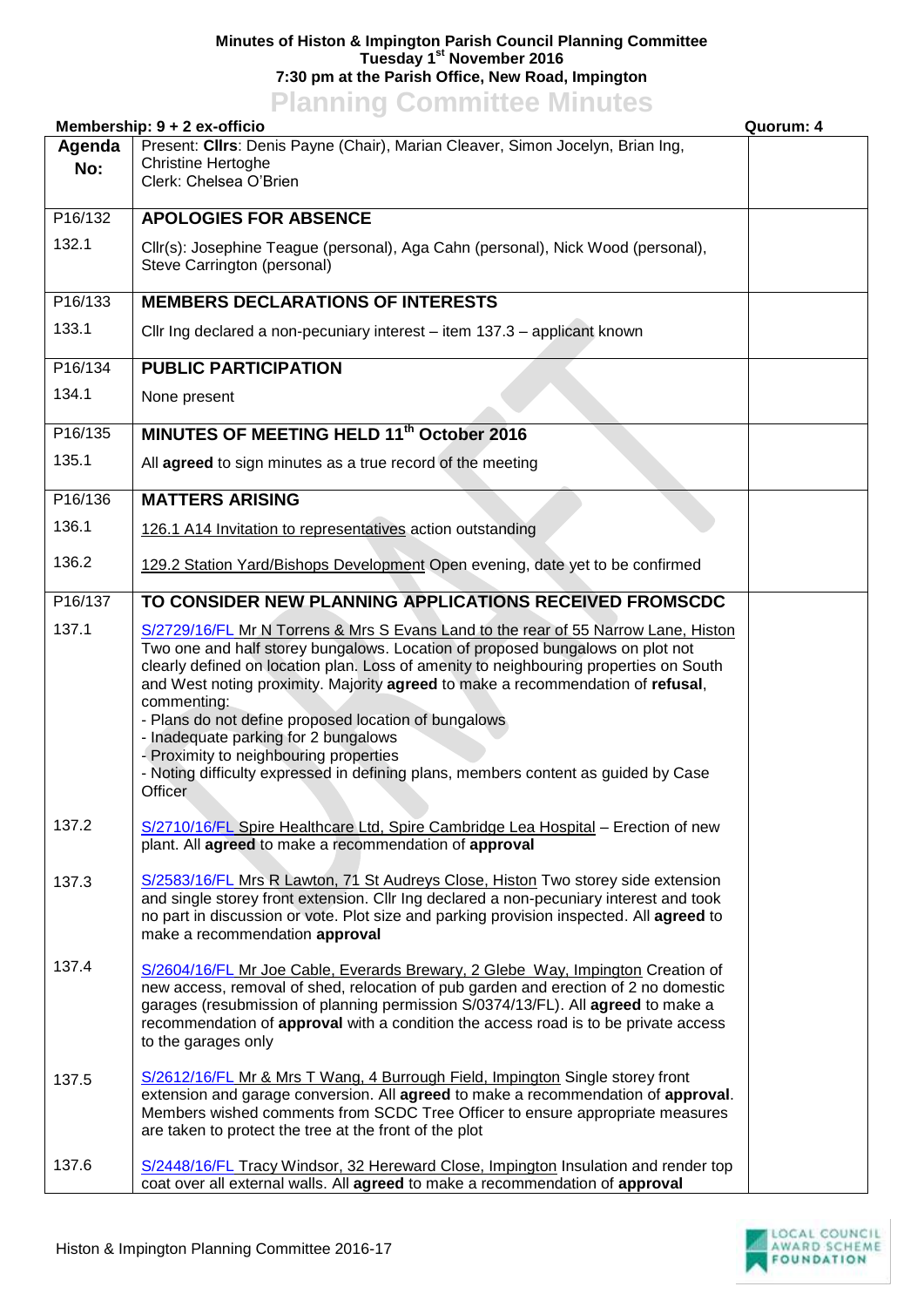**Minutes of Histon & Impington Parish Council Planning Committee**
**Tuesday 1st November 2016**
**7:30 pm at the Parish Office, New Road, Impington**

# Planning Committee Minutes

**Membership: 9 + 2 ex-officio** | **Quorum: 4**

| Agenda No: | | |
|---|---|---|
| | Present: **Cllrs**: Denis Payne (Chair), Marian Cleaver, Simon Jocelyn, Brian Ing, Christine Hertoghe<br>Clerk: Chelsea O'Brien | |
| P16/132 | **APOLOGIES FOR ABSENCE** | |
| 132.1 | Cllr(s): Josephine Teague (personal), Aga Cahn (personal), Nick Wood (personal), Steve Carrington (personal) | |
| P16/133 | **MEMBERS DECLARATIONS OF INTERESTS** | |
| 133.1 | Cllr Ing declared a non-pecuniary interest – item 137.3 – applicant known | |
| P16/134 | **PUBLIC PARTICIPATION** | |
| 134.1 | None present | |
| P16/135 | **MINUTES OF MEETING HELD 11th October 2016** | |
| 135.1 | All **agreed** to sign minutes as a true record of the meeting | |
| P16/136 | **MATTERS ARISING** | |
| 136.1 | 126.1 A14 Invitation to representatives action outstanding | |
| 136.2 | 129.2 Station Yard/Bishops Development Open evening, date yet to be confirmed | |
| P16/137 | **TO CONSIDER NEW PLANNING APPLICATIONS RECEIVED FROMSCDC** | |
| 137.1 | S/2729/16/FL Mr N Torrens & Mrs S Evans Land to the rear of 55 Narrow Lane, Histon Two one and half storey bungalows. Location of proposed bungalows on plot not clearly defined on location plan. Loss of amenity to neighbouring properties on South and West noting proximity. Majority **agreed** to make a recommendation of **refusal**, commenting:<br>- Plans do not define proposed location of bungalows<br>- Inadequate parking for 2 bungalows<br>- Proximity to neighbouring properties<br>- Noting difficulty expressed in defining plans, members content as guided by Case Officer | |
| 137.2 | S/2710/16/FL Spire Healthcare Ltd, Spire Cambridge Lea Hospital – Erection of new plant. All **agreed** to make a recommendation of **approval** | |
| 137.3 | S/2583/16/FL Mrs R Lawton, 71 St Audreys Close, Histon Two storey side extension and single storey front extension. Cllr Ing declared a non-pecuniary interest and took no part in discussion or vote. Plot size and parking provision inspected. All **agreed** to make a recommendation **approval** | |
| 137.4 | S/2604/16/FL Mr Joe Cable, Everards Brewary, 2 Glebe Way, Impington Creation of new access, removal of shed, relocation of pub garden and erection of 2 no domestic garages (resubmission of planning permission S/0374/13/FL). All **agreed** to make a recommendation of **approval** with a condition the access road is to be private access to the garages only | |
| 137.5 | S/2612/16/FL Mr & Mrs T Wang, 4 Burrough Field, Impington Single storey front extension and garage conversion. All **agreed** to make a recommendation of **approval**. Members wished comments from SCDC Tree Officer to ensure appropriate measures are taken to protect the tree at the front of the plot | |
| 137.6 | S/2448/16/FL Tracy Windsor, 32 Hereward Close, Impington Insulation and render top coat over all external walls. All **agreed** to make a recommendation of **approval** | |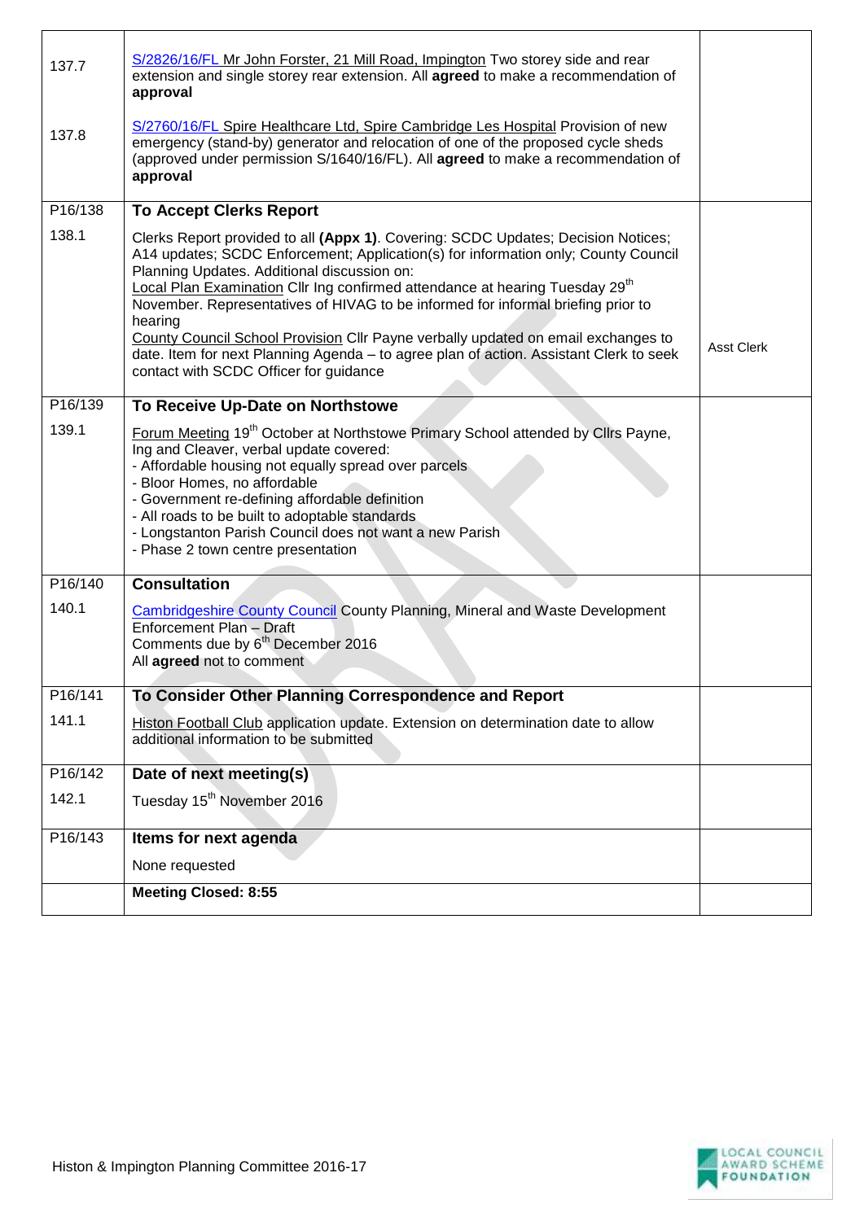| | | |
|---|---|---|
| 137.7 | S/2826/16/FL Mr John Forster, 21 Mill Road, Impington Two storey side and rear extension and single storey rear extension. All **agreed** to make a recommendation of **approval** | |
| 137.8 | S/2760/16/FL Spire Healthcare Ltd, Spire Cambridge Les Hospital Provision of new emergency (stand-by) generator and relocation of one of the proposed cycle sheds (approved under permission S/1640/16/FL). All **agreed** to make a recommendation of **approval** | |
| P16/138 | **To Accept Clerks Report** | |
| 138.1 | Clerks Report provided to all **(Appx 1)**. Covering: SCDC Updates; Decision Notices; A14 updates; SCDC Enforcement; Application(s) for information only; County Council Planning Updates. Additional discussion on:<br>Local Plan Examination Cllr Ing confirmed attendance at hearing Tuesday 29th November. Representatives of HIVAG to be informed for informal briefing prior to hearing<br>County Council School Provision Cllr Payne verbally updated on email exchanges to date. Item for next Planning Agenda – to agree plan of action. Assistant Clerk to seek contact with SCDC Officer for guidance | Asst Clerk |
| P16/139 | **To Receive Up-Date on Northstowe** | |
| 139.1 | Forum Meeting 19th October at Northstowe Primary School attended by Cllrs Payne, Ing and Cleaver, verbal update covered:<br>- Affordable housing not equally spread over parcels<br>- Bloor Homes, no affordable<br>- Government re-defining affordable definition<br>- All roads to be built to adoptable standards<br>- Longstanton Parish Council does not want a new Parish<br>- Phase 2 town centre presentation | |
| P16/140 | **Consultation** | |
| 140.1 | Cambridgeshire County Council County Planning, Mineral and Waste Development Enforcement Plan – Draft<br>Comments due by 6th December 2016<br>All **agreed** not to comment | |
| P16/141 | **To Consider Other Planning Correspondence and Report** | |
| 141.1 | Histon Football Club application update. Extension on determination date to allow additional information to be submitted | |
| P16/142 | **Date of next meeting(s)** | |
| 142.1 | Tuesday 15th November 2016 | |
| P16/143 | **Items for next agenda** | |
| | None requested | |
| | **Meeting Closed: 8:55** | |